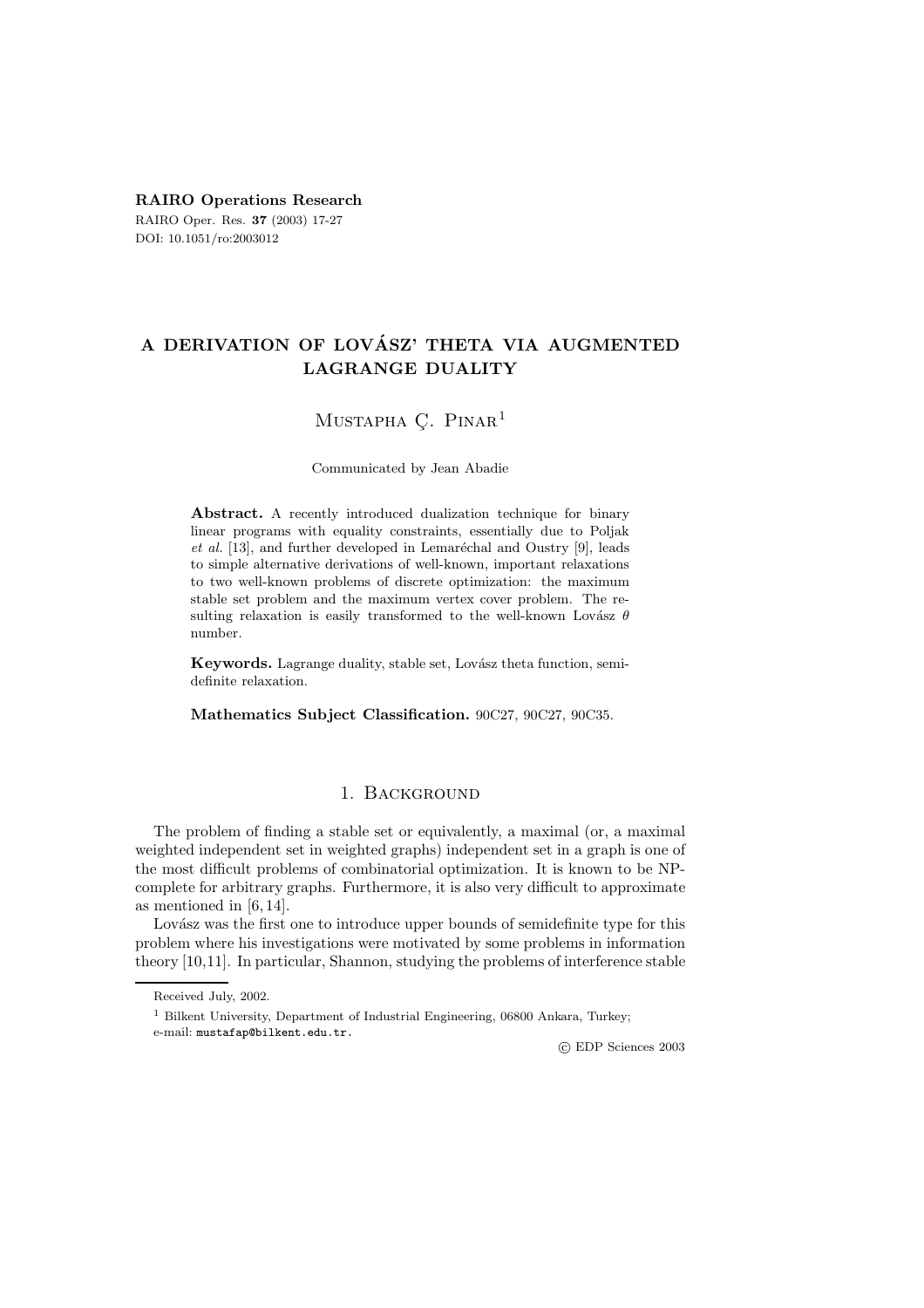**RAIRO Operations Research**

RAIRO Oper. Res. **37** (2003) 17-27

DOI: 10.1051/ro:2003012

# A DERIVATION OF LOVÁSZ' THETA VIA AUGMENTED LAGRANGE DUALITY

Mustapha Ç. Pinar[1]

Communicated by Jean Abadie

**Abstract.** A recently introduced dualization technique for binary linear programs with equality constraints, essentially due to Poljak *et al.* [13], and further developed in Lemaréchal and Oustry [9], leads to simple alternative derivations of well-known, important relaxations to two well-known problems of discrete optimization: the maximum stable set problem and the maximum vertex cover problem. The resulting relaxation is easily transformed to the well-known Lovász $\theta$ number.

**Keywords.** Lagrange duality, stable set, Lovász theta function, semidefinite relaxation.

**Mathematics Subject Classification.** 90C27, 90C27, 90C35.

## 1. Background

The problem of finding a stable set or equivalently, a maximal (or, a maximal weighted independent set in weighted graphs) independent set in a graph is one of the most difficult problems of combinatorial optimization. It is known to be NP-complete for arbitrary graphs. Furthermore, it is also very difficult to approximate as mentioned in [6, 14].

Lovász was the first one to introduce upper bounds of semidefinite type for this problem where his investigations were motivated by some problems in information theory [10,11]. In particular, Shannon, studying the problems of interference stable

Received July, 2002.

[1] Bilkent University, Department of Industrial Engineering, 06800 Ankara, Turkey; e-mail: mustafap@bilkent.edu.tr.

© EDP Sciences 2003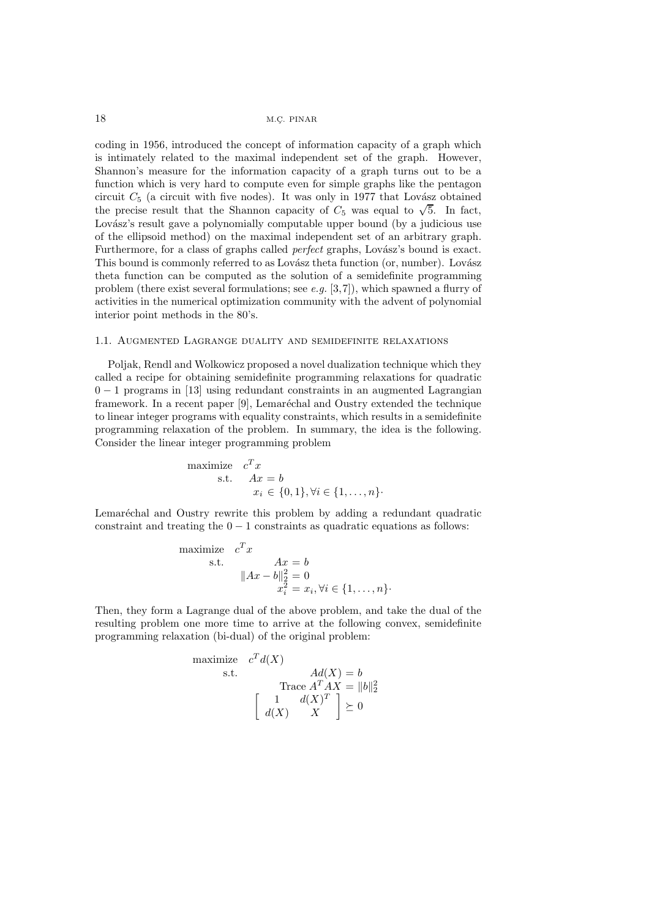coding in 1956, introduced the concept of information capacity of a graph which is intimately related to the maximal independent set of the graph. However, Shannon's measure for the information capacity of a graph turns out to be a function which is very hard to compute even for simple graphs like the pentagon circuit $C_5$ (a circuit with five nodes). It was only in 1977 that Lovász obtained the precise result that the Shannon capacity of $C_5$ was equal to $\sqrt{5}$. In fact, Lovász's result gave a polynomially computable upper bound (by a judicious use of the ellipsoid method) on the maximal independent set of an arbitrary graph. Furthermore, for a class of graphs called *perfect* graphs, Lovász's bound is exact. This bound is commonly referred to as Lovász theta function (or, number). Lovász theta function can be computed as the solution of a semidefinite programming problem (there exist several formulations; see *e.g.* [3,7]), which spawned a flurry of activities in the numerical optimization community with the advent of polynomial interior point methods in the 80's.

### 1.1. Augmented Lagrange duality and semidefinite relaxations

Poljak, Rendl and Wolkowicz proposed a novel dualization technique which they called a recipe for obtaining semidefinite programming relaxations for quadratic $0-1$ programs in [13] using redundant constraints in an augmented Lagrangian framework. In a recent paper [9], Lemaréchal and Oustry extended the technique to linear integer programs with equality constraints, which results in a semidefinite programming relaxation of the problem. In summary, the idea is the following. Consider the linear integer programming problem

$$\begin{aligned} \text{maximize} \quad & c^T x \\ \text{s.t.} \quad & Ax = b \\ & x_i \in \{0,1\}, \forall i \in \{1,\ldots,n\}. \end{aligned}$$

Lemaréchal and Oustry rewrite this problem by adding a redundant quadratic constraint and treating the $0-1$ constraints as quadratic equations as follows:

$$\begin{aligned} \text{maximize} \quad & c^T x \\ \text{s.t.} \quad & Ax = b \\ & \|Ax - b\|_2^2 = 0 \\ & x_i^2 = x_i, \forall i \in \{1,\ldots,n\}. \end{aligned}$$

Then, they form a Lagrange dual of the above problem, and take the dual of the resulting problem one more time to arrive at the following convex, semidefinite programming relaxation (bi-dual) of the original problem:

$$\begin{aligned} \text{maximize} \quad & c^T d(X) \\ \text{s.t.} \quad & Ad(X) = b \\ & \text{Trace } A^T AX = \|b\|_2^2 \\ & \begin{bmatrix} 1 & d(X)^T \\ d(X) & X \end{bmatrix} \succeq 0 \end{aligned}$$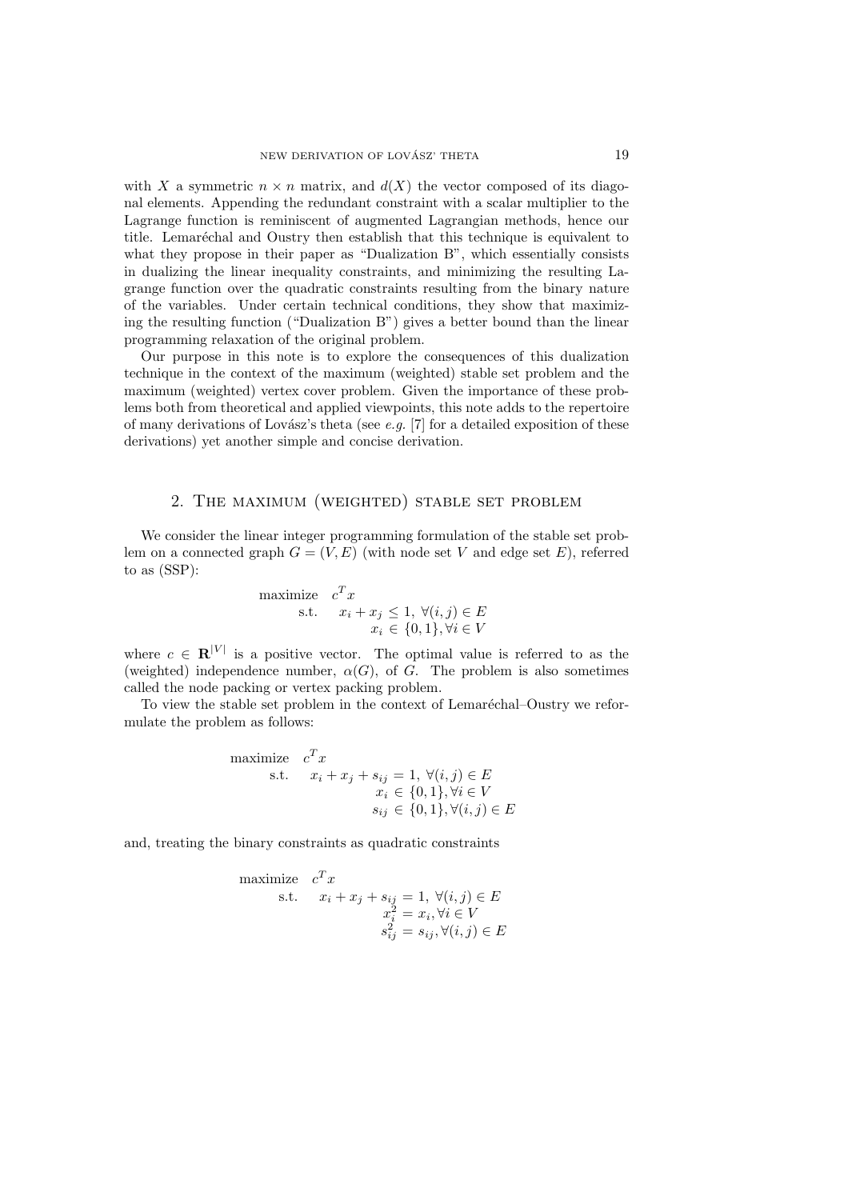with $X$ a symmetric $n \times n$ matrix, and $d(X)$ the vector composed of its diagonal elements. Appending the redundant constraint with a scalar multiplier to the Lagrange function is reminiscent of augmented Lagrangian methods, hence our title. Lemaréchal and Oustry then establish that this technique is equivalent to what they propose in their paper as "Dualization B", which essentially consists in dualizing the linear inequality constraints, and minimizing the resulting Lagrange function over the quadratic constraints resulting from the binary nature of the variables. Under certain technical conditions, they show that maximizing the resulting function ("Dualization B") gives a better bound than the linear programming relaxation of the original problem.

Our purpose in this note is to explore the consequences of this dualization technique in the context of the maximum (weighted) stable set problem and the maximum (weighted) vertex cover problem. Given the importance of these problems both from theoretical and applied viewpoints, this note adds to the repertoire of many derivations of Lovász's theta (see *e.g.* [7] for a detailed exposition of these derivations) yet another simple and concise derivation.

## 2. The maximum (weighted) stable set problem

We consider the linear integer programming formulation of the stable set problem on a connected graph $G = (V, E)$ (with node set $V$ and edge set $E$), referred to as (SSP):

$$
\begin{aligned}
\text{maximize} \quad & c^T x \\
\text{s.t.} \quad & x_i + x_j \leq 1, \ \forall (i,j) \in E \\
& x_i \in \{0,1\}, \forall i \in V
\end{aligned}
$$

where $c \in \mathbf{R}^{|V|}$ is a positive vector. The optimal value is referred to as the (weighted) independence number, $\alpha(G)$, of $G$. The problem is also sometimes called the node packing or vertex packing problem.

To view the stable set problem in the context of Lemaréchal–Oustry we reformulate the problem as follows:

$$
\begin{aligned}
\text{maximize} \quad & c^T x \\
\text{s.t.} \quad & x_i + x_j + s_{ij} = 1, \ \forall (i,j) \in E \\
& x_i \in \{0,1\}, \forall i \in V \\
& s_{ij} \in \{0,1\}, \forall (i,j) \in E
\end{aligned}
$$

and, treating the binary constraints as quadratic constraints

$$
\begin{aligned}
\text{maximize} \quad & c^T x \\
\text{s.t.} \quad & x_i + x_j + s_{ij} = 1, \ \forall (i,j) \in E \\
& x_i^2 = x_i, \forall i \in V \\
& s_{ij}^2 = s_{ij}, \forall (i,j) \in E
\end{aligned}
$$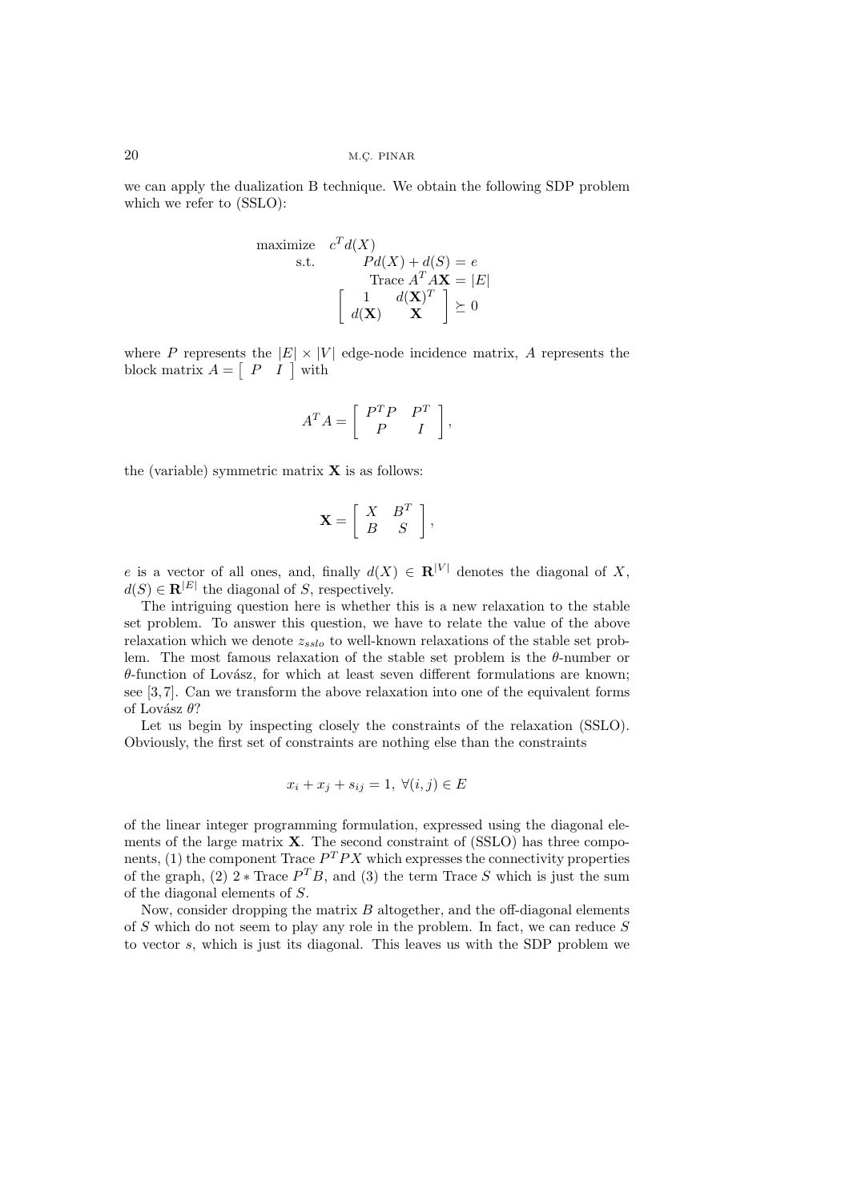we can apply the dualization B technique. We obtain the following SDP problem which we refer to (SSLO):

$$
\begin{array}{rl}
\text{maximize} & c^T d(X) \\
\text{s.t.} & Pd(X) + d(S) = e \\
& \text{Trace } A^T A\mathbf{X} = |E| \\
& \begin{bmatrix} 1 & d(\mathbf{X})^T \\ d(\mathbf{X}) & \mathbf{X} \end{bmatrix} \succeq 0
\end{array}
$$

where $P$ represents the $|E| \times |V|$ edge-node incidence matrix, $A$ represents the block matrix $A = \begin{bmatrix} P & I \end{bmatrix}$ with

$$
A^T A = \begin{bmatrix} P^T P & P^T \\ P & I \end{bmatrix},
$$

the (variable) symmetric matrix $\mathbf{X}$ is as follows:

$$
\mathbf{X} = \begin{bmatrix} X & B^T \\ B & S \end{bmatrix},
$$

$e$ is a vector of all ones, and, finally $d(X) \in \mathbf{R}^{|V|}$ denotes the diagonal of $X$, $d(S) \in \mathbf{R}^{|E|}$ the diagonal of $S$, respectively.

The intriguing question here is whether this is a new relaxation to the stable set problem. To answer this question, we have to relate the value of the above relaxation which we denote $z_{sslo}$ to well-known relaxations of the stable set problem. The most famous relaxation of the stable set problem is the $\theta$-number or $\theta$-function of Lovász, for which at least seven different formulations are known; see [3, 7]. Can we transform the above relaxation into one of the equivalent forms of Lovász $\theta$?

Let us begin by inspecting closely the constraints of the relaxation (SSLO). Obviously, the first set of constraints are nothing else than the constraints

$$
x_i + x_j + s_{ij} = 1, \ \forall (i,j) \in E
$$

of the linear integer programming formulation, expressed using the diagonal elements of the large matrix $\mathbf{X}$. The second constraint of (SSLO) has three components, (1) the component Trace $P^T P X$ which expresses the connectivity properties of the graph, (2) $2 *$ Trace $P^T B$, and (3) the term Trace $S$ which is just the sum of the diagonal elements of $S$.

Now, consider dropping the matrix $B$ altogether, and the off-diagonal elements of $S$ which do not seem to play any role in the problem. In fact, we can reduce $S$ to vector $s$, which is just its diagonal. This leaves us with the SDP problem we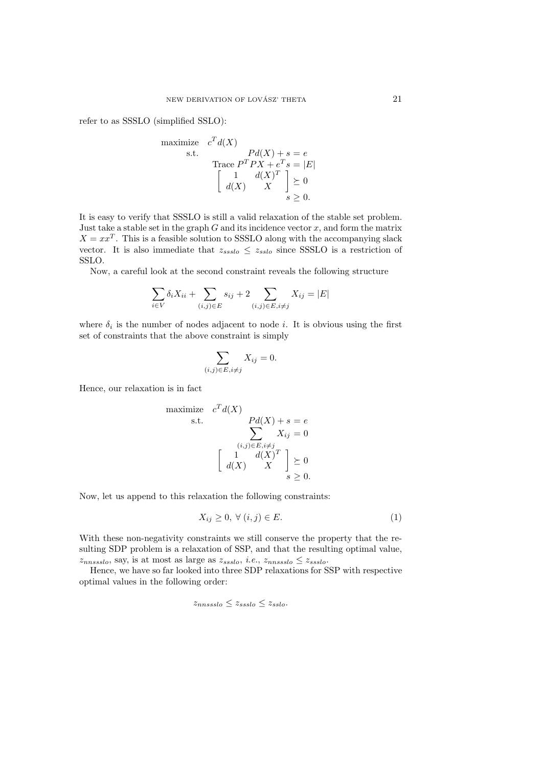refer to as SSSLO (simplified SSLO):

$$
\begin{array}{ll}
\text{maximize} & c^T d(X) \\
\text{s.t.} & Pd(X) + s = e \\
& \text{Trace } P^T P X + e^T s = |E| \\
& \left[ \begin{array}{cc} 1 & d(X)^T \\ d(X) & X \end{array} \right] \succeq 0 \\
& s \geq 0.
\end{array}
$$

It is easy to verify that SSSLO is still a valid relaxation of the stable set problem. Just take a stable set in the graph $G$ and its incidence vector $x$, and form the matrix $X = xx^T$. This is a feasible solution to SSSLO along with the accompanying slack vector. It is also immediate that $z_{ssslo} \leq z_{sslo}$ since SSSLO is a restriction of SSLO.

Now, a careful look at the second constraint reveals the following structure

$$
\sum_{i \in V} \delta_i X_{ii} + \sum_{(i,j) \in E} s_{ij} + 2 \sum_{(i,j) \in E, i \neq j} X_{ij} = |E|
$$

where $\delta_i$ is the number of nodes adjacent to node $i$. It is obvious using the first set of constraints that the above constraint is simply

$$
\sum_{(i,j) \in E, i \neq j} X_{ij} = 0.
$$

Hence, our relaxation is in fact

$$
\begin{array}{ll}
\text{maximize} & c^T d(X) \\
\text{s.t.} & Pd(X) + s = e \\
& \displaystyle\sum_{(i,j) \in E, i \neq j} X_{ij} = 0 \\
& \left[ \begin{array}{cc} 1 & d(X)^T \\ d(X) & X \end{array} \right] \succeq 0 \\
& s \geq 0.
\end{array}
$$

Now, let us append to this relaxation the following constraints:

$$
X_{ij} \geq 0, \ \forall \ (i,j) \in E. \tag{1}
$$

With these non-negativity constraints we still conserve the property that the resulting SDP problem is a relaxation of SSP, and that the resulting optimal value, $z_{nnssslo}$, say, is at most as large as $z_{ssslo}$, *i.e.*, $z_{nnssslo} \leq z_{ssslo}$.

Hence, we have so far looked into three SDP relaxations for SSP with respective optimal values in the following order:

$$
z_{nnssslo} \leq z_{ssslo} \leq z_{sslo}.
$$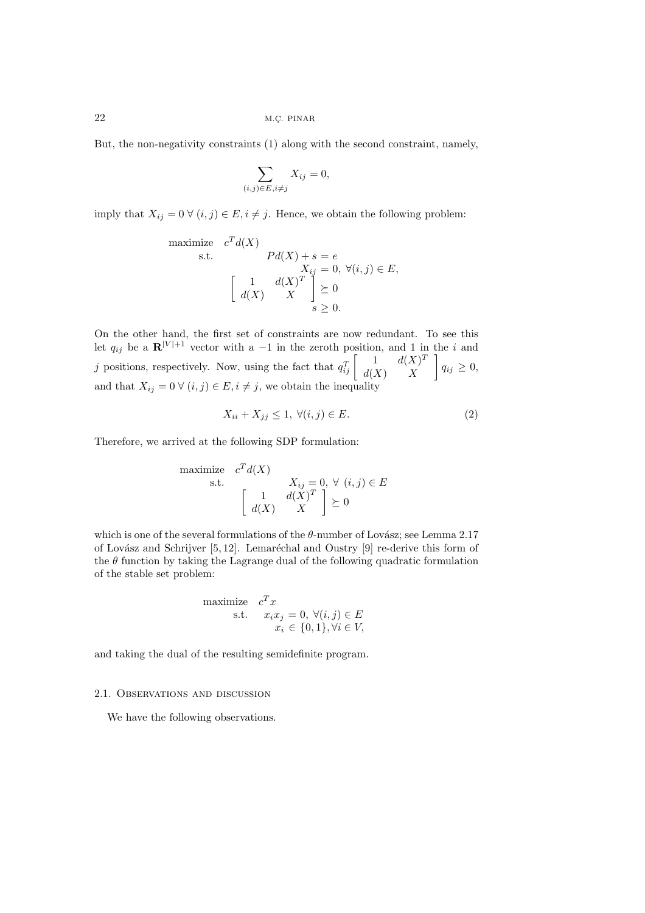But, the non-negativity constraints (1) along with the second constraint, namely,

$$\sum_{(i,j)\in E, i\neq j} X_{ij} = 0,$$

imply that $X_{ij} = 0 \; \forall \, (i,j) \in E, i \neq j$. Hence, we obtain the following problem:

$$\begin{array}{ll}
\text{maximize} & c^T d(X) \\
\text{s.t.} & P d(X) + s = e \\
& X_{ij} = 0, \; \forall (i,j) \in E, \\
& \begin{bmatrix} 1 & d(X)^T \\ d(X) & X \end{bmatrix} \succeq 0 \\
& s \geq 0.
\end{array}$$

On the other hand, the first set of constraints are now redundant. To see this let $q_{ij}$ be a $\mathbf{R}^{|V|+1}$ vector with a $-1$ in the zeroth position, and 1 in the $i$ and $j$ positions, respectively. Now, using the fact that $q_{ij}^T \begin{bmatrix} 1 & d(X)^T \\ d(X) & X \end{bmatrix} q_{ij} \geq 0$, and that $X_{ij} = 0 \; \forall \, (i,j) \in E, i \neq j$, we obtain the inequality

$$X_{ii} + X_{jj} \leq 1, \; \forall (i,j) \in E. \tag{2}$$

Therefore, we arrived at the following SDP formulation:

$$\begin{array}{ll}
\text{maximize} & c^T d(X) \\
\text{s.t.} & X_{ij} = 0, \; \forall \; (i,j) \in E \\
& \begin{bmatrix} 1 & d(X)^T \\ d(X) & X \end{bmatrix} \succeq 0
\end{array}$$

which is one of the several formulations of the $\theta$-number of Lovász; see Lemma 2.17 of Lovász and Schrijver [5,12]. Lemaréchal and Oustry [9] re-derive this form of the $\theta$ function by taking the Lagrange dual of the following quadratic formulation of the stable set problem:

$$\begin{array}{ll}
\text{maximize} & c^T x \\
\text{s.t.} & x_i x_j = 0, \; \forall (i,j) \in E \\
& x_i \in \{0,1\}, \forall i \in V,
\end{array}$$

and taking the dual of the resulting semidefinite program.

### 2.1. Observations and discussion

We have the following observations.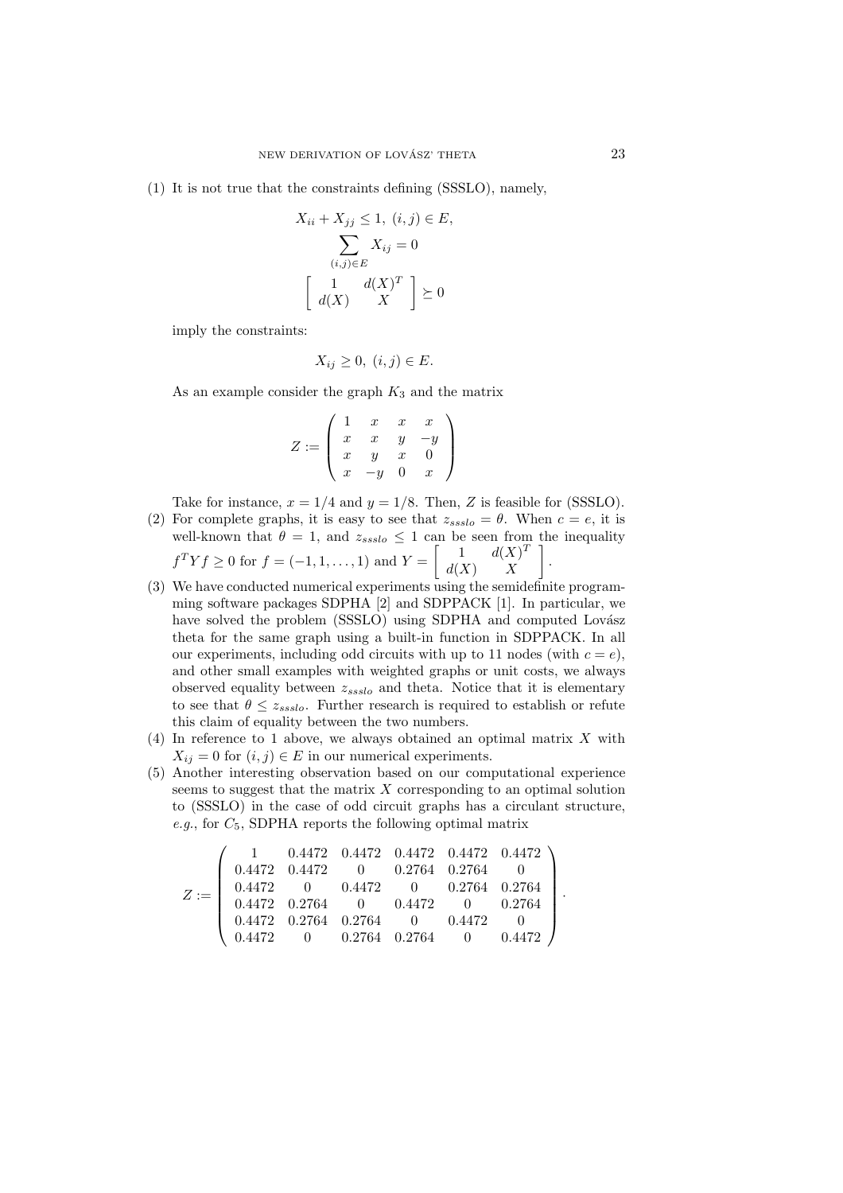(1) It is not true that the constraints defining (SSSLO), namely,

$$X_{ii} + X_{jj} \le 1,\ (i,j) \in E,$$
$$\sum_{(i,j)\in E} X_{ij} = 0$$
$$\begin{bmatrix} 1 & d(X)^T \\ d(X) & X \end{bmatrix} \succeq 0$$

imply the constraints:

$$X_{ij} \ge 0,\ (i,j) \in E.$$

As an example consider the graph $K_3$ and the matrix

$$Z := \begin{pmatrix} 1 & x & x & x \\ x & x & y & -y \\ x & y & x & 0 \\ x & -y & 0 & x \end{pmatrix}$$

Take for instance, $x = 1/4$ and $y = 1/8$. Then, $Z$ is feasible for (SSSLO).

(2) For complete graphs, it is easy to see that $z_{ssslo} = \theta$. When $c = e$, it is well-known that $\theta = 1$, and $z_{ssslo} \le 1$ can be seen from the inequality $f^T Y f \ge 0$ for $f = (-1, 1, \ldots, 1)$ and $Y = \begin{bmatrix} 1 & d(X)^T \\ d(X) & X \end{bmatrix}$.

(3) We have conducted numerical experiments using the semidefinite programming software packages SDPHA [2] and SDPPACK [1]. In particular, we have solved the problem (SSSLO) using SDPHA and computed Lovász theta for the same graph using a built-in function in SDPPACK. In all our experiments, including odd circuits with up to 11 nodes (with $c = e$), and other small examples with weighted graphs or unit costs, we always observed equality between $z_{ssslo}$ and theta. Notice that it is elementary to see that $\theta \le z_{ssslo}$. Further research is required to establish or refute this claim of equality between the two numbers.

(4) In reference to 1 above, we always obtained an optimal matrix $X$ with $X_{ij} = 0$ for $(i,j) \in E$ in our numerical experiments.

(5) Another interesting observation based on our computational experience seems to suggest that the matrix $X$ corresponding to an optimal solution to (SSSLO) in the case of odd circuit graphs has a circulant structure, *e.g.*, for $C_5$, SDPHA reports the following optimal matrix

$$Z := \begin{pmatrix} 1 & 0.4472 & 0.4472 & 0.4472 & 0.4472 & 0.4472 \\ 0.4472 & 0.4472 & 0 & 0.2764 & 0.2764 & 0 \\ 0.4472 & 0 & 0.4472 & 0 & 0.2764 & 0.2764 \\ 0.4472 & 0.2764 & 0 & 0.4472 & 0 & 0.2764 \\ 0.4472 & 0.2764 & 0.2764 & 0 & 0.4472 & 0 \\ 0.4472 & 0 & 0.2764 & 0.2764 & 0 & 0.4472 \end{pmatrix}.$$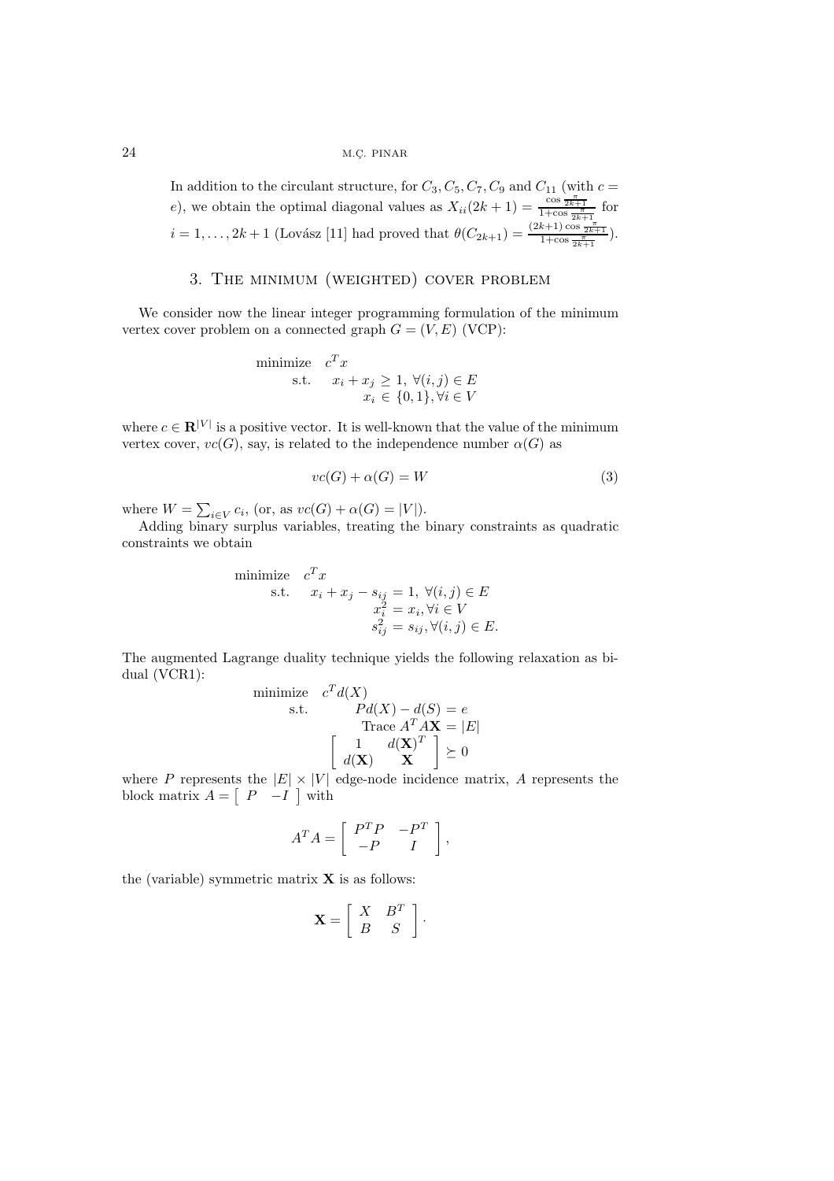In addition to the circulant structure, for $C_3, C_5, C_7, C_9$ and $C_{11}$ (with $c = e$), we obtain the optimal diagonal values as $X_{ii}(2k+1) = \frac{\cos\frac{\pi}{2k+1}}{1+\cos\frac{\pi}{2k+1}}$ for $i = 1, \ldots, 2k+1$ (Lovász [11] had proved that $\theta(C_{2k+1}) = \frac{(2k+1)\cos\frac{\pi}{2k+1}}{1+\cos\frac{\pi}{2k+1}}$).

## 3. The minimum (weighted) cover problem

We consider now the linear integer programming formulation of the minimum vertex cover problem on a connected graph $G = (V, E)$ (VCP):

$$
\begin{aligned}
\text{minimize} \quad & c^T x \\
\text{s.t.} \quad & x_i + x_j \geq 1, \; \forall (i,j) \in E \\
& x_i \in \{0, 1\}, \forall i \in V
\end{aligned}
$$

where $c \in \mathbf{R}^{|V|}$ is a positive vector. It is well-known that the value of the minimum vertex cover, $vc(G)$, say, is related to the independence number $\alpha(G)$ as

$$
vc(G) + \alpha(G) = W \tag{3}
$$

where $W = \sum_{i \in V} c_i$, (or, as $vc(G) + \alpha(G) = |V|$).

Adding binary surplus variables, treating the binary constraints as quadratic constraints we obtain

$$
\begin{aligned}
\text{minimize} \quad & c^T x \\
\text{s.t.} \quad & x_i + x_j - s_{ij} = 1, \; \forall (i,j) \in E \\
& x_i^2 = x_i, \forall i \in V \\
& s_{ij}^2 = s_{ij}, \forall (i,j) \in E.
\end{aligned}
$$

The augmented Lagrange duality technique yields the following relaxation as bi-dual (VCR1):

$$
\begin{aligned}
\text{minimize} \quad & c^T d(X) \\
\text{s.t.} \quad & P d(X) - d(S) = e \\
& \text{Trace } A^T A \mathbf{X} = |E| \\
& \begin{bmatrix} 1 & d(\mathbf{X})^T \\ d(\mathbf{X}) & \mathbf{X} \end{bmatrix} \succeq 0
\end{aligned}
$$

where $P$ represents the $|E| \times |V|$ edge-node incidence matrix, $A$ represents the block matrix $A = \begin{bmatrix} P & -I \end{bmatrix}$ with

$$
A^T A = \begin{bmatrix} P^T P & -P^T \\ -P & I \end{bmatrix},
$$

the (variable) symmetric matrix $\mathbf{X}$ is as follows:

$$
\mathbf{X} = \begin{bmatrix} X & B^T \\ B & S \end{bmatrix}.
$$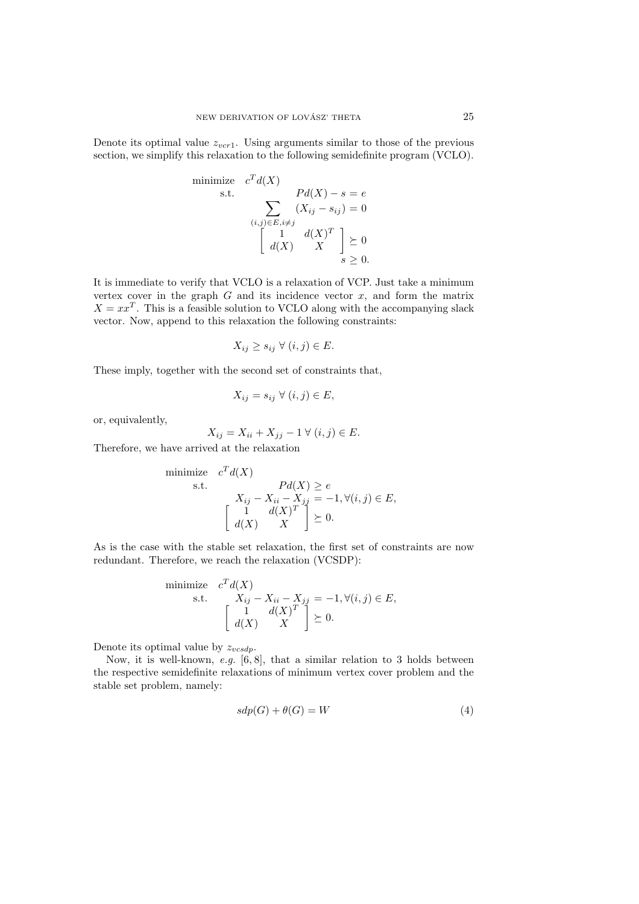Denote its optimal value $z_{vcr1}$. Using arguments similar to those of the previous section, we simplify this relaxation to the following semidefinite program (VCLO).

$$
\begin{aligned}
\text{minimize} \quad & c^T d(X) \\
\text{s.t.} \quad & Pd(X) - s = e \\
& \sum_{(i,j)\in E, i\neq j} (X_{ij} - s_{ij}) = 0 \\
& \begin{bmatrix} 1 & d(X)^T \\ d(X) & X \end{bmatrix} \succeq 0 \\
& s \geq 0.
\end{aligned}
$$

It is immediate to verify that VCLO is a relaxation of VCP. Just take a minimum vertex cover in the graph $G$ and its incidence vector $x$, and form the matrix $X = xx^T$. This is a feasible solution to VCLO along with the accompanying slack vector. Now, append to this relaxation the following constraints:

$$X_{ij} \geq s_{ij} \ \forall \ (i,j) \in E.$$

These imply, together with the second set of constraints that,

$$X_{ij} = s_{ij} \ \forall \ (i,j) \in E,$$

or, equivalently,

$$X_{ij} = X_{ii} + X_{jj} - 1 \ \forall \ (i,j) \in E.$$

Therefore, we have arrived at the relaxation

$$
\begin{aligned}
\text{minimize} \quad & c^T d(X) \\
\text{s.t.} \quad & Pd(X) \geq e \\
& X_{ij} - X_{ii} - X_{jj} = -1, \forall (i,j) \in E, \\
& \begin{bmatrix} 1 & d(X)^T \\ d(X) & X \end{bmatrix} \succeq 0.
\end{aligned}
$$

As is the case with the stable set relaxation, the first set of constraints are now redundant. Therefore, we reach the relaxation (VCSDP):

$$
\begin{aligned}
\text{minimize} \quad & c^T d(X) \\
\text{s.t.} \quad & X_{ij} - X_{ii} - X_{jj} = -1, \forall (i,j) \in E, \\
& \begin{bmatrix} 1 & d(X)^T \\ d(X) & X \end{bmatrix} \succeq 0.
\end{aligned}
$$

Denote its optimal value by $z_{vcsdp}$.

Now, it is well-known, *e.g.* [6, 8], that a similar relation to 3 holds between the respective semidefinite relaxations of minimum vertex cover problem and the stable set problem, namely:

$$sdp(G) + \theta(G) = W \tag{4}$$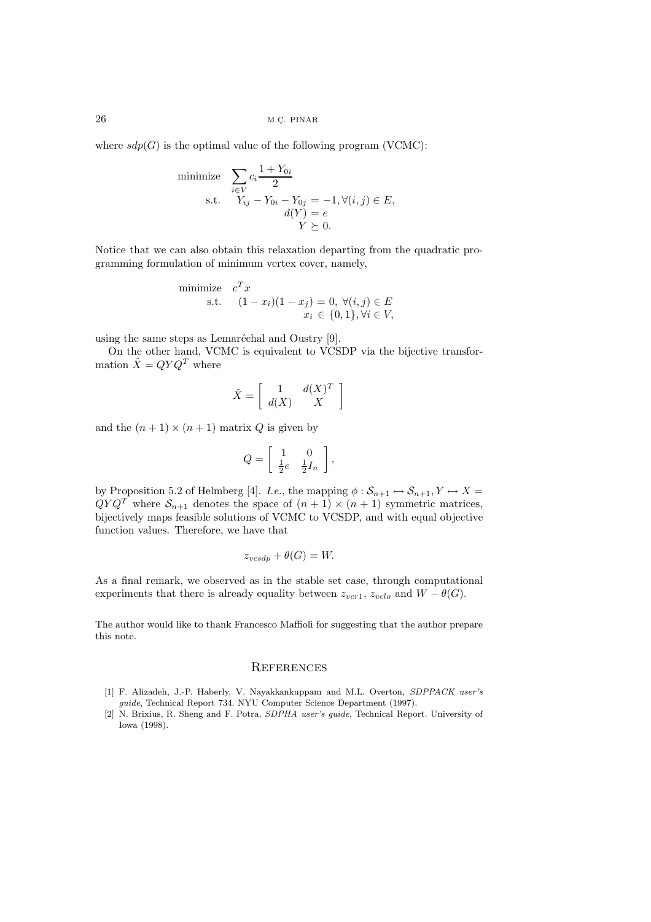where $sdp(G)$ is the optimal value of the following program (VCMC):

$$
\begin{array}{rl}
\text{minimize} & \displaystyle\sum_{i \in V} c_i \frac{1 + Y_{0i}}{2} \\
\text{s.t.} & Y_{ij} - Y_{0i} - Y_{0j} = -1, \forall (i,j) \in E, \\
& d(Y) = e \\
& Y \succeq 0.
\end{array}
$$

Notice that we can also obtain this relaxation departing from the quadratic programming formulation of minimum vertex cover, namely,

$$
\begin{array}{rl}
\text{minimize} & c^T x \\
\text{s.t.} & (1 - x_i)(1 - x_j) = 0, \ \forall (i,j) \in E \\
& x_i \in \{0, 1\}, \forall i \in V,
\end{array}
$$

using the same steps as Lemaréchal and Oustry [9].

On the other hand, VCMC is equivalent to VCSDP via the bijective transformation $\tilde{X} = QYQ^T$ where

$$
\tilde{X} = \left[ \begin{array}{cc} 1 & d(X)^T \\ d(X) & X \end{array} \right]
$$

and the $(n+1) \times (n+1)$ matrix $Q$ is given by

$$
Q = \left[ \begin{array}{cc} 1 & 0 \\ \frac{1}{2}e & \frac{1}{2}I_n \end{array} \right],
$$

by Proposition 5.2 of Helmberg [4]. *I.e.*, the mapping $\phi : \mathcal{S}_{n+1} \mapsto \mathcal{S}_{n+1}, Y \mapsto X = QYQ^T$ where $\mathcal{S}_{n+1}$ denotes the space of $(n+1) \times (n+1)$ symmetric matrices, bijectively maps feasible solutions of VCMC to VCSDP, and with equal objective function values. Therefore, we have that

$$
z_{vcsdp} + \theta(G) = W.
$$

As a final remark, we observed as in the stable set case, through computational experiments that there is already equality between $z_{vcr1}$, $z_{vclo}$ and $W - \theta(G)$.

The author would like to thank Francesco Maffioli for suggesting that the author prepare this note.

## References

[1] F. Alizadeh, J.-P. Haberly, V. Nayakkankuppam and M.L. Overton, *SDPPACK user's guide*, Technical Report 734. NYU Computer Science Department (1997).

[2] N. Brixius, R. Sheng and F. Potra, *SDPHA user's guide*, Technical Report. University of Iowa (1998).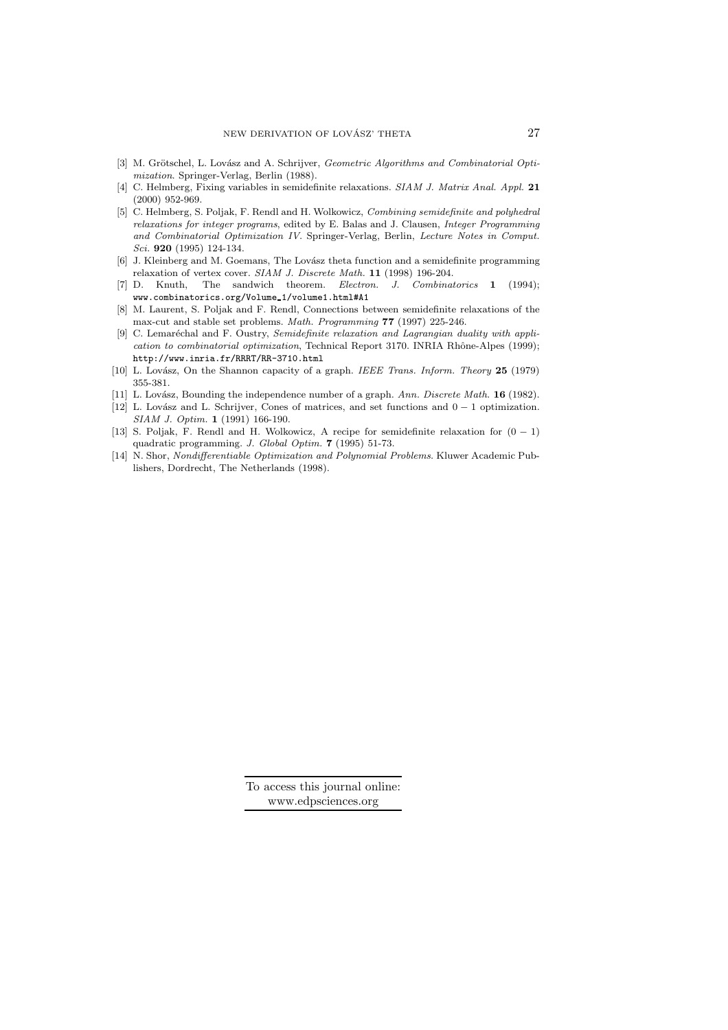[3] M. Grötschel, L. Lovász and A. Schrijver, *Geometric Algorithms and Combinatorial Optimization*. Springer-Verlag, Berlin (1988).

[4] C. Helmberg, Fixing variables in semidefinite relaxations. *SIAM J. Matrix Anal. Appl.* **21** (2000) 952-969.

[5] C. Helmberg, S. Poljak, F. Rendl and H. Wolkowicz, *Combining semidefinite and polyhedral relaxations for integer programs*, edited by E. Balas and J. Clausen, *Integer Programming and Combinatorial Optimization IV*. Springer-Verlag, Berlin, *Lecture Notes in Comput. Sci.* **920** (1995) 124-134.

[6] J. Kleinberg and M. Goemans, The Lovász theta function and a semidefinite programming relaxation of vertex cover. *SIAM J. Discrete Math.* **11** (1998) 196-204.

[7] D. Knuth, The sandwich theorem. *Electron. J. Combinatorics* **1** (1994); `www.combinatorics.org/Volume_1/volume1.html#A1`

[8] M. Laurent, S. Poljak and F. Rendl, Connections between semidefinite relaxations of the max-cut and stable set problems. *Math. Programming* **77** (1997) 225-246.

[9] C. Lemaréchal and F. Oustry, *Semidefinite relaxation and Lagrangian duality with application to combinatorial optimization*, Technical Report 3170. INRIA Rhône-Alpes (1999); `http://www.inria.fr/RRRT/RR-3710.html`

[10] L. Lovász, On the Shannon capacity of a graph. *IEEE Trans. Inform. Theory* **25** (1979) 355-381.

[11] L. Lovász, Bounding the independence number of a graph. *Ann. Discrete Math.* **16** (1982).

[12] L. Lovász and L. Schrijver, Cones of matrices, and set functions and $0-1$ optimization. *SIAM J. Optim.* **1** (1991) 166-190.

[13] S. Poljak, F. Rendl and H. Wolkowicz, A recipe for semidefinite relaxation for $(0-1)$ quadratic programming. *J. Global Optim.* **7** (1995) 51-73.

[14] N. Shor, *Nondifferentiable Optimization and Polynomial Problems*. Kluwer Academic Publishers, Dordrecht, The Netherlands (1998).

To access this journal online:
www.edpsciences.org